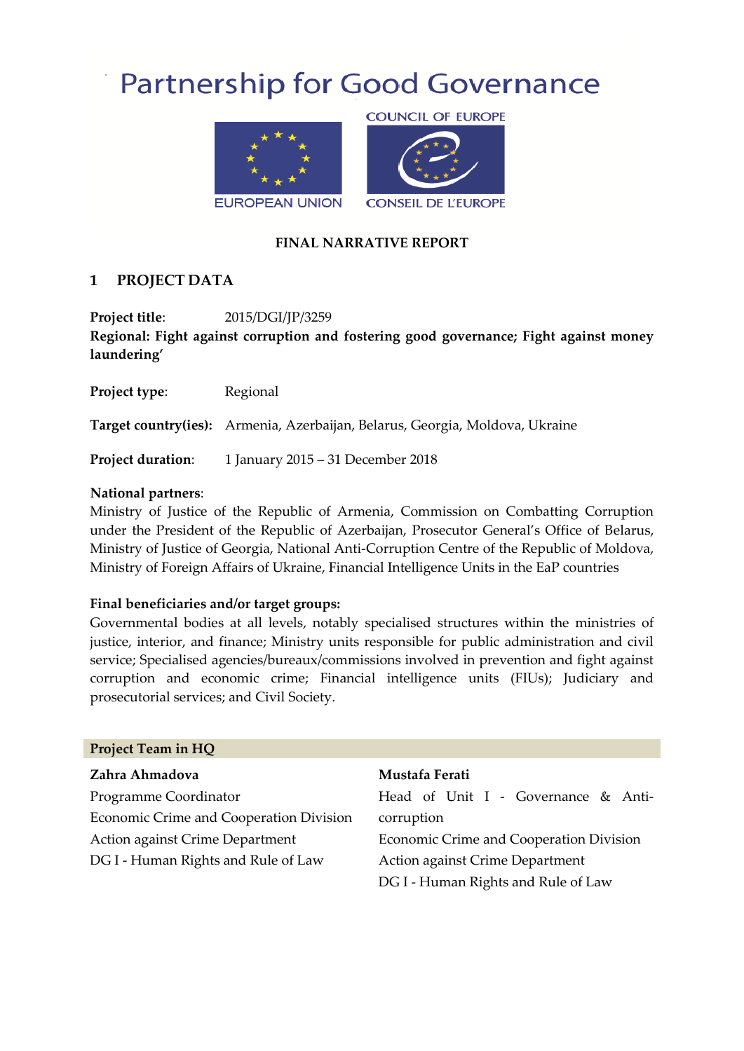# Partnership for Good Governance

COUNCIL OF EUROPE

EUROPEAN UNION

CONSEIL DE L'EUROPE

**FINAL NARRATIVE REPORT**

## 1 PROJECT DATA

**Project title**: 2015/DGI/JP/3259

**Regional: Fight against corruption and fostering good governance; Fight against money laundering'**

**Project type**: Regional

**Target country(ies):** Armenia, Azerbaijan, Belarus, Georgia, Moldova, Ukraine

**Project duration**: 1 January 2015 – 31 December 2018

**National partners**:

Ministry of Justice of the Republic of Armenia, Commission on Combatting Corruption under the President of the Republic of Azerbaijan, Prosecutor General's Office of Belarus, Ministry of Justice of Georgia, National Anti-Corruption Centre of the Republic of Moldova, Ministry of Foreign Affairs of Ukraine, Financial Intelligence Units in the EaP countries

**Final beneficiaries and/or target groups:**

Governmental bodies at all levels, notably specialised structures within the ministries of justice, interior, and finance; Ministry units responsible for public administration and civil service; Specialised agencies/bureaux/commissions involved in prevention and fight against corruption and economic crime; Financial intelligence units (FIUs); Judiciary and prosecutorial services; and Civil Society.

| Project Team in HQ | |
|---|---|
| **Zahra Ahmadova** | **Mustafa Ferati** |
| Programme Coordinator | Head of Unit I - Governance & Anti-corruption |
| Economic Crime and Cooperation Division | Economic Crime and Cooperation Division |
| Action against Crime Department | Action against Crime Department |
| DG I - Human Rights and Rule of Law | DG I - Human Rights and Rule of Law |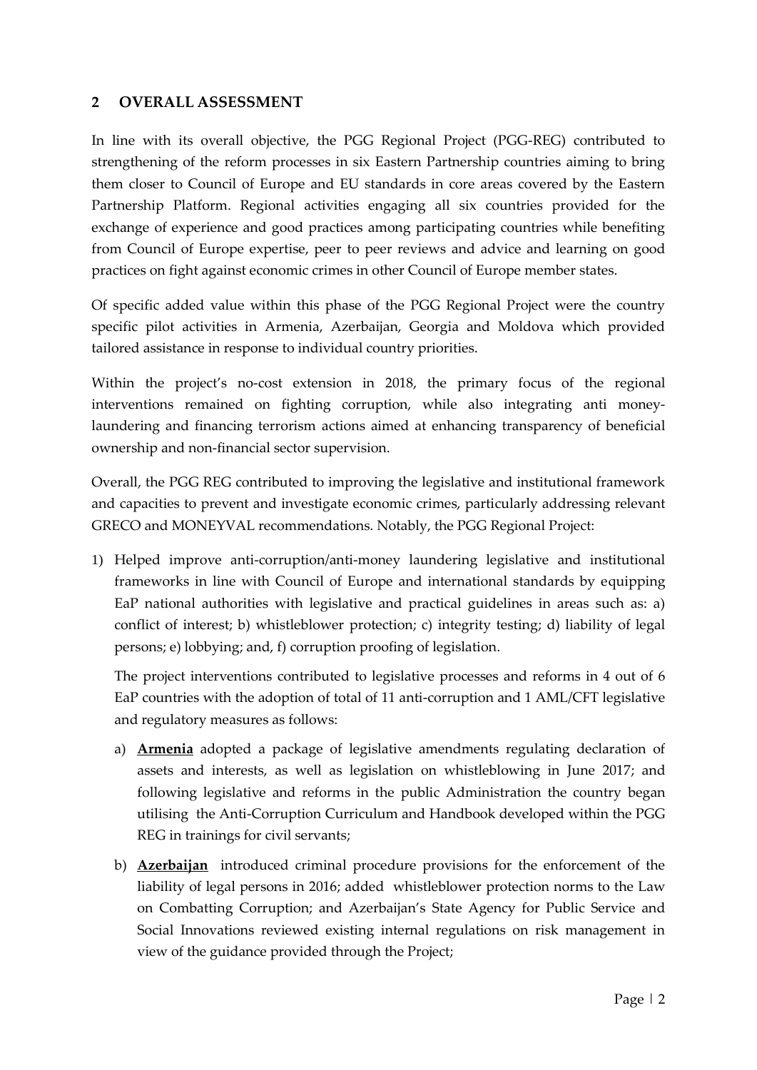## 2 OVERALL ASSESSMENT

In line with its overall objective, the PGG Regional Project (PGG-REG) contributed to strengthening of the reform processes in six Eastern Partnership countries aiming to bring them closer to Council of Europe and EU standards in core areas covered by the Eastern Partnership Platform. Regional activities engaging all six countries provided for the exchange of experience and good practices among participating countries while benefiting from Council of Europe expertise, peer to peer reviews and advice and learning on good practices on fight against economic crimes in other Council of Europe member states.

Of specific added value within this phase of the PGG Regional Project were the country specific pilot activities in Armenia, Azerbaijan, Georgia and Moldova which provided tailored assistance in response to individual country priorities.

Within the project's no-cost extension in 2018, the primary focus of the regional interventions remained on fighting corruption, while also integrating anti money-laundering and financing terrorism actions aimed at enhancing transparency of beneficial ownership and non-financial sector supervision.

Overall, the PGG REG contributed to improving the legislative and institutional framework and capacities to prevent and investigate economic crimes, particularly addressing relevant GRECO and MONEYVAL recommendations. Notably, the PGG Regional Project:

1) Helped improve anti-corruption/anti-money laundering legislative and institutional frameworks in line with Council of Europe and international standards by equipping EaP national authorities with legislative and practical guidelines in areas such as: a) conflict of interest; b) whistleblower protection; c) integrity testing; d) liability of legal persons; e) lobbying; and, f) corruption proofing of legislation.

   The project interventions contributed to legislative processes and reforms in 4 out of 6 EaP countries with the adoption of total of 11 anti-corruption and 1 AML/CFT legislative and regulatory measures as follows:

   a) **Armenia** adopted a package of legislative amendments regulating declaration of assets and interests, as well as legislation on whistleblowing in June 2017; and following legislative and reforms in the public Administration the country began utilising the Anti-Corruption Curriculum and Handbook developed within the PGG REG in trainings for civil servants;

   b) **Azerbaijan** introduced criminal procedure provisions for the enforcement of the liability of legal persons in 2016; added whistleblower protection norms to the Law on Combatting Corruption; and Azerbaijan's State Agency for Public Service and Social Innovations reviewed existing internal regulations on risk management in view of the guidance provided through the Project;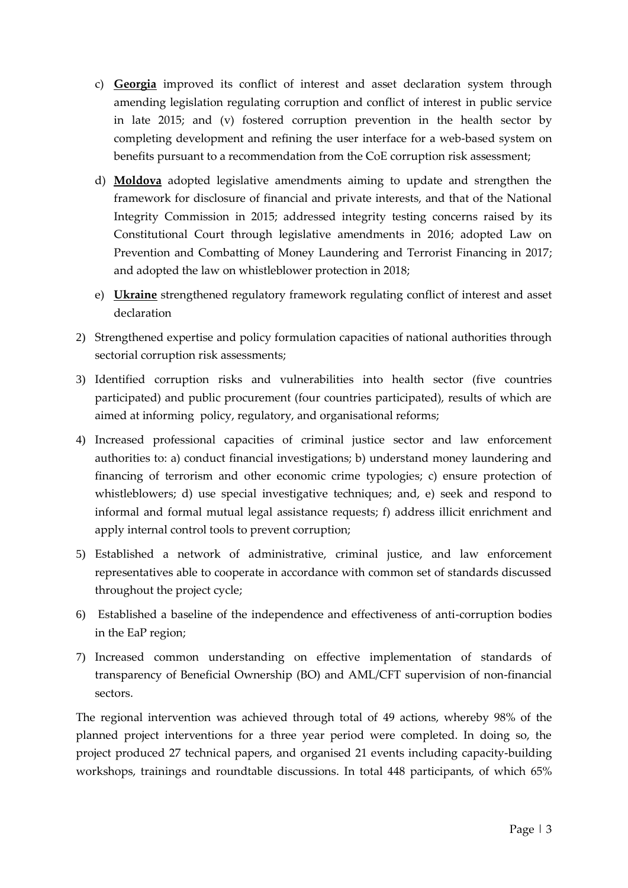c) **Georgia** improved its conflict of interest and asset declaration system through amending legislation regulating corruption and conflict of interest in public service in late 2015; and (v) fostered corruption prevention in the health sector by completing development and refining the user interface for a web-based system on benefits pursuant to a recommendation from the CoE corruption risk assessment;

d) **Moldova** adopted legislative amendments aiming to update and strengthen the framework for disclosure of financial and private interests, and that of the National Integrity Commission in 2015; addressed integrity testing concerns raised by its Constitutional Court through legislative amendments in 2016; adopted Law on Prevention and Combatting of Money Laundering and Terrorist Financing in 2017; and adopted the law on whistleblower protection in 2018;

e) **Ukraine** strengthened regulatory framework regulating conflict of interest and asset declaration

2) Strengthened expertise and policy formulation capacities of national authorities through sectorial corruption risk assessments;

3) Identified corruption risks and vulnerabilities into health sector (five countries participated) and public procurement (four countries participated), results of which are aimed at informing policy, regulatory, and organisational reforms;

4) Increased professional capacities of criminal justice sector and law enforcement authorities to: a) conduct financial investigations; b) understand money laundering and financing of terrorism and other economic crime typologies; c) ensure protection of whistleblowers; d) use special investigative techniques; and, e) seek and respond to informal and formal mutual legal assistance requests; f) address illicit enrichment and apply internal control tools to prevent corruption;

5) Established a network of administrative, criminal justice, and law enforcement representatives able to cooperate in accordance with common set of standards discussed throughout the project cycle;

6) Established a baseline of the independence and effectiveness of anti-corruption bodies in the EaP region;

7) Increased common understanding on effective implementation of standards of transparency of Beneficial Ownership (BO) and AML/CFT supervision of non-financial sectors.

The regional intervention was achieved through total of 49 actions, whereby 98% of the planned project interventions for a three year period were completed. In doing so, the project produced 27 technical papers, and organised 21 events including capacity-building workshops, trainings and roundtable discussions. In total 448 participants, of which 65%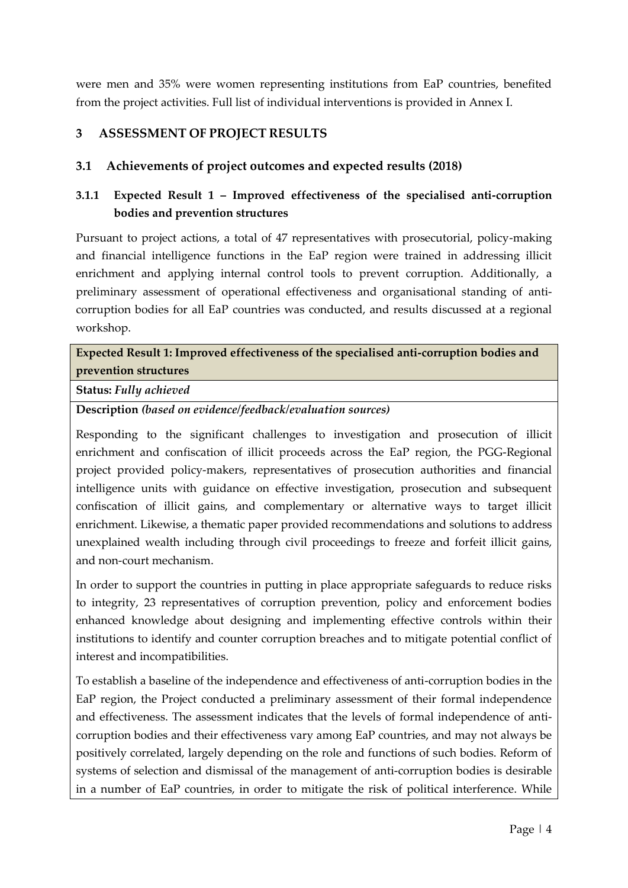were men and 35% were women representing institutions from EaP countries, benefited from the project activities. Full list of individual interventions is provided in Annex I.

# 3 ASSESSMENT OF PROJECT RESULTS

## 3.1 Achievements of project outcomes and expected results (2018)

### 3.1.1 Expected Result 1 – Improved effectiveness of the specialised anti-corruption bodies and prevention structures

Pursuant to project actions, a total of 47 representatives with prosecutorial, policy-making and financial intelligence functions in the EaP region were trained in addressing illicit enrichment and applying internal control tools to prevent corruption. Additionally, a preliminary assessment of operational effectiveness and organisational standing of anti-corruption bodies for all EaP countries was conducted, and results discussed at a regional workshop.

| **Expected Result 1: Improved effectiveness of the specialised anti-corruption bodies and prevention structures** |
|---|
| **Status:** *Fully achieved* |
| **Description** *(based on evidence/feedback/evaluation sources)* |
| Responding to the significant challenges to investigation and prosecution of illicit enrichment and confiscation of illicit proceeds across the EaP region, the PGG-Regional project provided policy-makers, representatives of prosecution authorities and financial intelligence units with guidance on effective investigation, prosecution and subsequent confiscation of illicit gains, and complementary or alternative ways to target illicit enrichment. Likewise, a thematic paper provided recommendations and solutions to address unexplained wealth including through civil proceedings to freeze and forfeit illicit gains, and non-court mechanism. <br><br> In order to support the countries in putting in place appropriate safeguards to reduce risks to integrity, 23 representatives of corruption prevention, policy and enforcement bodies enhanced knowledge about designing and implementing effective controls within their institutions to identify and counter corruption breaches and to mitigate potential conflict of interest and incompatibilities. <br><br> To establish a baseline of the independence and effectiveness of anti-corruption bodies in the EaP region, the Project conducted a preliminary assessment of their formal independence and effectiveness. The assessment indicates that the levels of formal independence of anti-corruption bodies and their effectiveness vary among EaP countries, and may not always be positively correlated, largely depending on the role and functions of such bodies. Reform of systems of selection and dismissal of the management of anti-corruption bodies is desirable in a number of EaP countries, in order to mitigate the risk of political interference. While |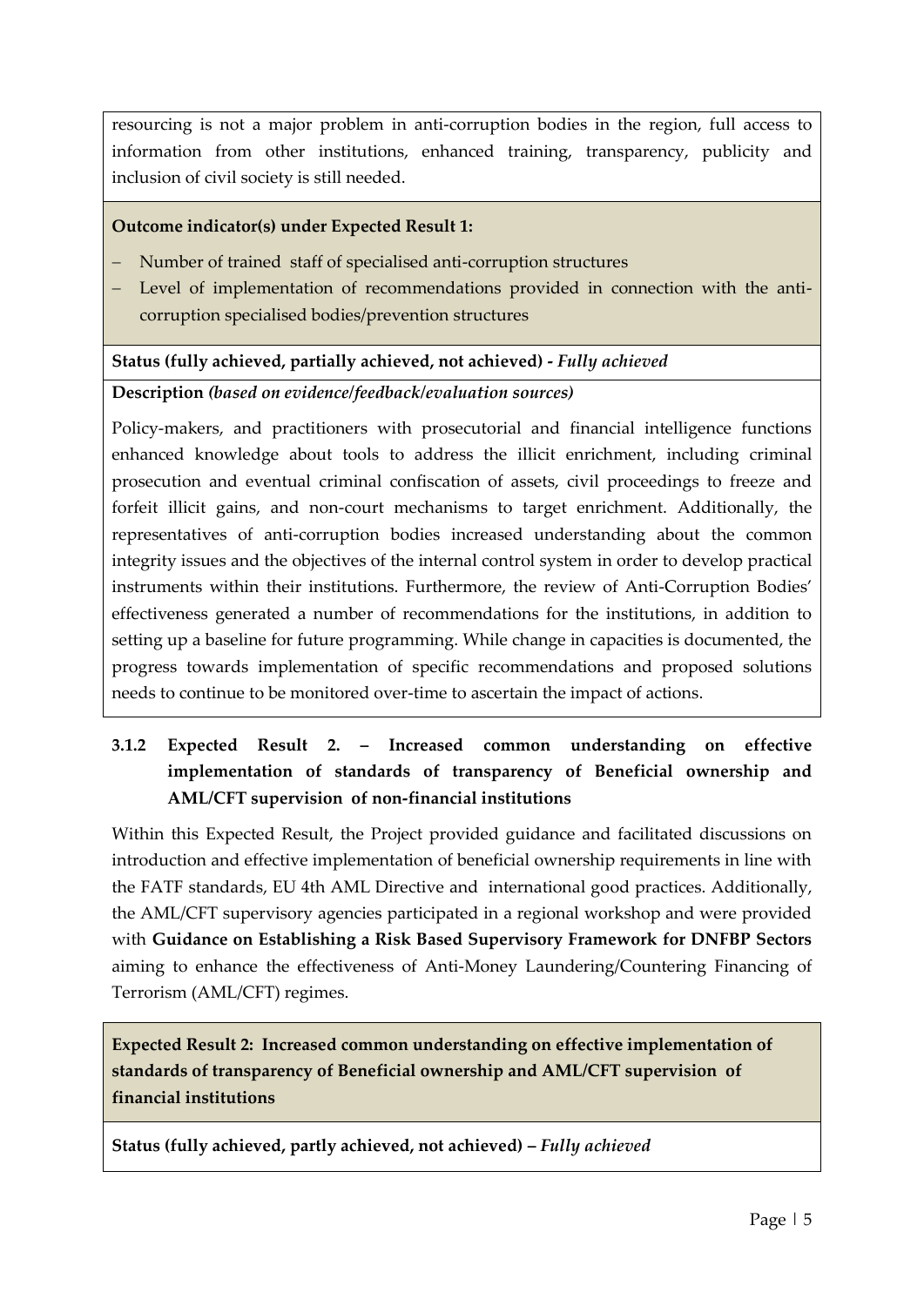resourcing is not a major problem in anti-corruption bodies in the region, full access to information from other institutions, enhanced training, transparency, publicity and inclusion of civil society is still needed.

**Outcome indicator(s) under Expected Result 1:**

- Number of trained staff of specialised anti-corruption structures
- Level of implementation of recommendations provided in connection with the anti-corruption specialised bodies/prevention structures

**Status (fully achieved, partially achieved, not achieved) -** ***Fully achieved***

**Description** ***(based on evidence/feedback/evaluation sources)***

Policy-makers, and practitioners with prosecutorial and financial intelligence functions enhanced knowledge about tools to address the illicit enrichment, including criminal prosecution and eventual criminal confiscation of assets, civil proceedings to freeze and forfeit illicit gains, and non-court mechanisms to target enrichment. Additionally, the representatives of anti-corruption bodies increased understanding about the common integrity issues and the objectives of the internal control system in order to develop practical instruments within their institutions. Furthermore, the review of Anti-Corruption Bodies' effectiveness generated a number of recommendations for the institutions, in addition to setting up a baseline for future programming. While change in capacities is documented, the progress towards implementation of specific recommendations and proposed solutions needs to continue to be monitored over-time to ascertain the impact of actions.

### 3.1.2 Expected Result 2. – Increased common understanding on effective implementation of standards of transparency of Beneficial ownership and AML/CFT supervision of non-financial institutions

Within this Expected Result, the Project provided guidance and facilitated discussions on introduction and effective implementation of beneficial ownership requirements in line with the FATF standards, EU 4th AML Directive and international good practices. Additionally, the AML/CFT supervisory agencies participated in a regional workshop and were provided with **Guidance on Establishing a Risk Based Supervisory Framework for DNFBP Sectors** aiming to enhance the effectiveness of Anti-Money Laundering/Countering Financing of Terrorism (AML/CFT) regimes.

**Expected Result 2: Increased common understanding on effective implementation of standards of transparency of Beneficial ownership and AML/CFT supervision of financial institutions**

**Status (fully achieved, partly achieved, not achieved) –** ***Fully achieved***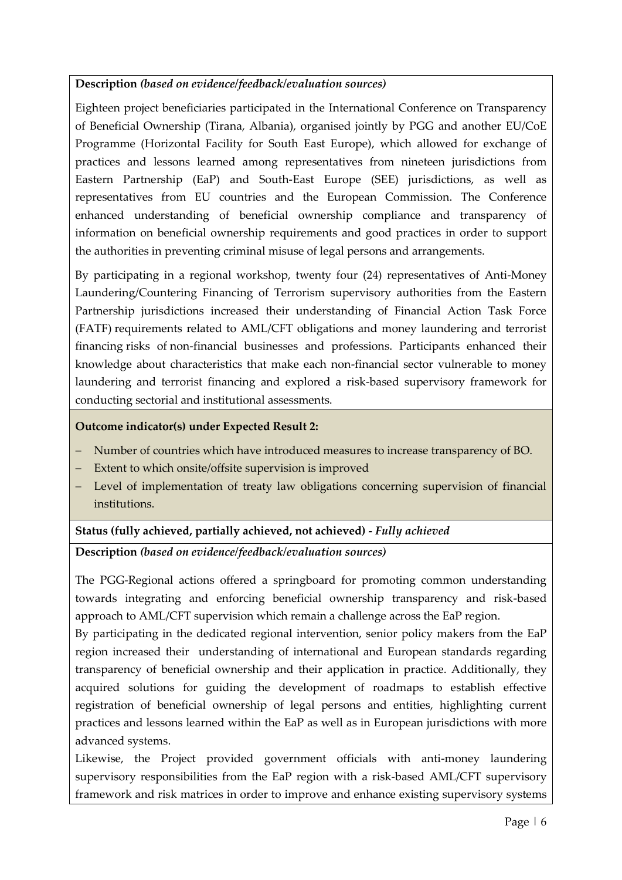**Description** *(based on evidence/feedback/evaluation sources)*

Eighteen project beneficiaries participated in the International Conference on Transparency of Beneficial Ownership (Tirana, Albania), organised jointly by PGG and another EU/CoE Programme (Horizontal Facility for South East Europe), which allowed for exchange of practices and lessons learned among representatives from nineteen jurisdictions from Eastern Partnership (EaP) and South-East Europe (SEE) jurisdictions, as well as representatives from EU countries and the European Commission. The Conference enhanced understanding of beneficial ownership compliance and transparency of information on beneficial ownership requirements and good practices in order to support the authorities in preventing criminal misuse of legal persons and arrangements.

By participating in a regional workshop, twenty four (24) representatives of Anti-Money Laundering/Countering Financing of Terrorism supervisory authorities from the Eastern Partnership jurisdictions increased their understanding of Financial Action Task Force (FATF) requirements related to AML/CFT obligations and money laundering and terrorist financing risks of non-financial businesses and professions. Participants enhanced their knowledge about characteristics that make each non-financial sector vulnerable to money laundering and terrorist financing and explored a risk-based supervisory framework for conducting sectorial and institutional assessments.

**Outcome indicator(s) under Expected Result 2:**

- Number of countries which have introduced measures to increase transparency of BO.
- Extent to which onsite/offsite supervision is improved
- Level of implementation of treaty law obligations concerning supervision of financial institutions.

**Status (fully achieved, partially achieved, not achieved) -** *Fully achieved*

**Description** *(based on evidence/feedback/evaluation sources)*

The PGG-Regional actions offered a springboard for promoting common understanding towards integrating and enforcing beneficial ownership transparency and risk-based approach to AML/CFT supervision which remain a challenge across the EaP region.

By participating in the dedicated regional intervention, senior policy makers from the EaP region increased their understanding of international and European standards regarding transparency of beneficial ownership and their application in practice. Additionally, they acquired solutions for guiding the development of roadmaps to establish effective registration of beneficial ownership of legal persons and entities, highlighting current practices and lessons learned within the EaP as well as in European jurisdictions with more advanced systems.

Likewise, the Project provided government officials with anti-money laundering supervisory responsibilities from the EaP region with a risk-based AML/CFT supervisory framework and risk matrices in order to improve and enhance existing supervisory systems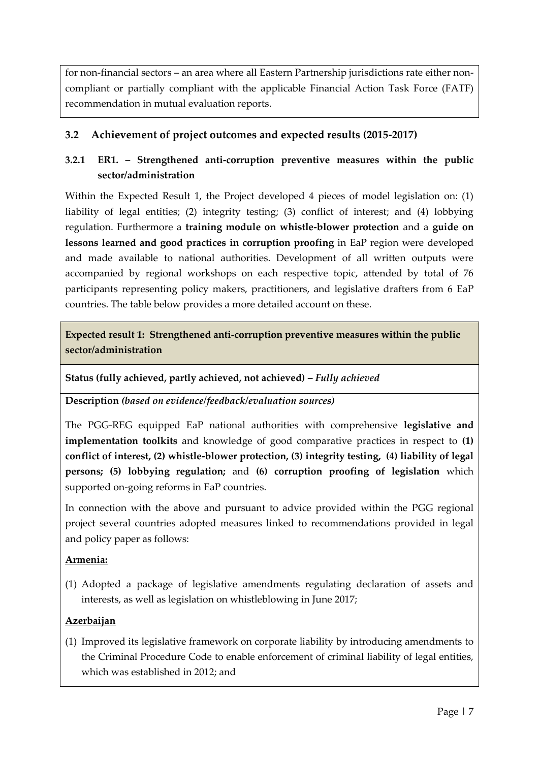for non-financial sectors – an area where all Eastern Partnership jurisdictions rate either non-compliant or partially compliant with the applicable Financial Action Task Force (FATF) recommendation in mutual evaluation reports.

## 3.2 Achievement of project outcomes and expected results (2015-2017)

### 3.2.1 ER1. – Strengthened anti-corruption preventive measures within the public sector/administration

Within the Expected Result 1, the Project developed 4 pieces of model legislation on: (1) liability of legal entities; (2) integrity testing; (3) conflict of interest; and (4) lobbying regulation. Furthermore a **training module on whistle-blower protection** and a **guide on lessons learned and good practices in corruption proofing** in EaP region were developed and made available to national authorities. Development of all written outputs were accompanied by regional workshops on each respective topic, attended by total of 76 participants representing policy makers, practitioners, and legislative drafters from 6 EaP countries. The table below provides a more detailed account on these.

**Expected result 1: Strengthened anti-corruption preventive measures within the public sector/administration**

**Status (fully achieved, partly achieved, not achieved) –** *Fully achieved*

**Description** ***(based on evidence/feedback/evaluation sources)***

The PGG-REG equipped EaP national authorities with comprehensive **legislative and implementation toolkits** and knowledge of good comparative practices in respect to **(1) conflict of interest, (2) whistle-blower protection, (3) integrity testing, (4) liability of legal persons; (5) lobbying regulation;** and **(6) corruption proofing of legislation** which supported on-going reforms in EaP countries.

In connection with the above and pursuant to advice provided within the PGG regional project several countries adopted measures linked to recommendations provided in legal and policy paper as follows:

**Armenia:**

(1) Adopted a package of legislative amendments regulating declaration of assets and interests, as well as legislation on whistleblowing in June 2017;

**Azerbaijan**

(1) Improved its legislative framework on corporate liability by introducing amendments to the Criminal Procedure Code to enable enforcement of criminal liability of legal entities, which was established in 2012; and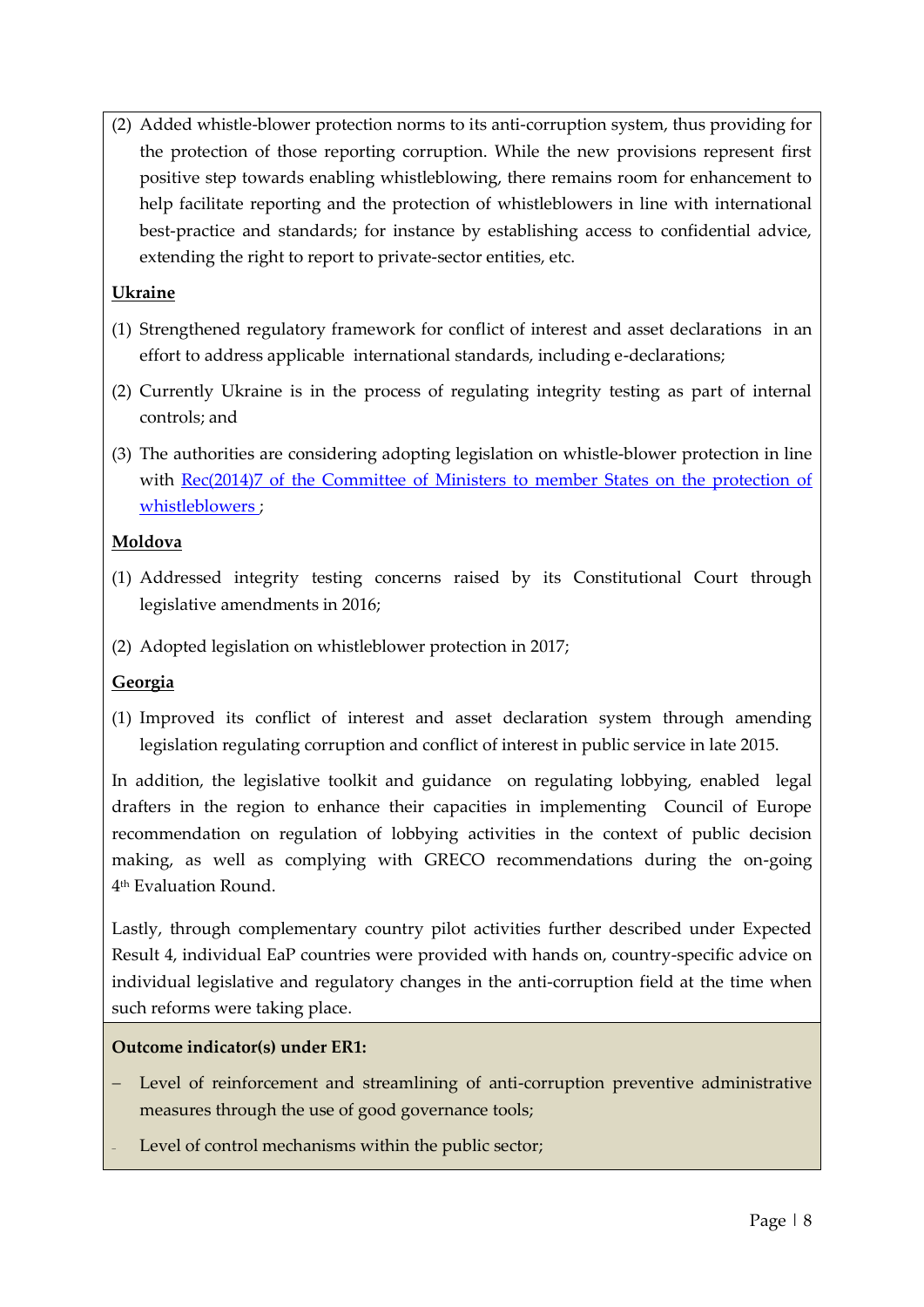(2) Added whistle-blower protection norms to its anti-corruption system, thus providing for the protection of those reporting corruption. While the new provisions represent first positive step towards enabling whistleblowing, there remains room for enhancement to help facilitate reporting and the protection of whistleblowers in line with international best-practice and standards; for instance by establishing access to confidential advice, extending the right to report to private-sector entities, etc.

**Ukraine**

(1) Strengthened regulatory framework for conflict of interest and asset declarations in an effort to address applicable international standards, including e-declarations;

(2) Currently Ukraine is in the process of regulating integrity testing as part of internal controls; and

(3) The authorities are considering adopting legislation on whistle-blower protection in line with [Rec(2014)7 of the Committee of Ministers to member States on the protection of whistleblowers](); 

**Moldova**

(1) Addressed integrity testing concerns raised by its Constitutional Court through legislative amendments in 2016;

(2) Adopted legislation on whistleblower protection in 2017;

**Georgia**

(1) Improved its conflict of interest and asset declaration system through amending legislation regulating corruption and conflict of interest in public service in late 2015.

In addition, the legislative toolkit and guidance on regulating lobbying, enabled legal drafters in the region to enhance their capacities in implementing Council of Europe recommendation on regulation of lobbying activities in the context of public decision making, as well as complying with GRECO recommendations during the on-going 4th Evaluation Round.

Lastly, through complementary country pilot activities further described under Expected Result 4, individual EaP countries were provided with hands on, country-specific advice on individual legislative and regulatory changes in the anti-corruption field at the time when such reforms were taking place.

**Outcome indicator(s) under ER1:**

- Level of reinforcement and streamlining of anti-corruption preventive administrative measures through the use of good governance tools;
- Level of control mechanisms within the public sector;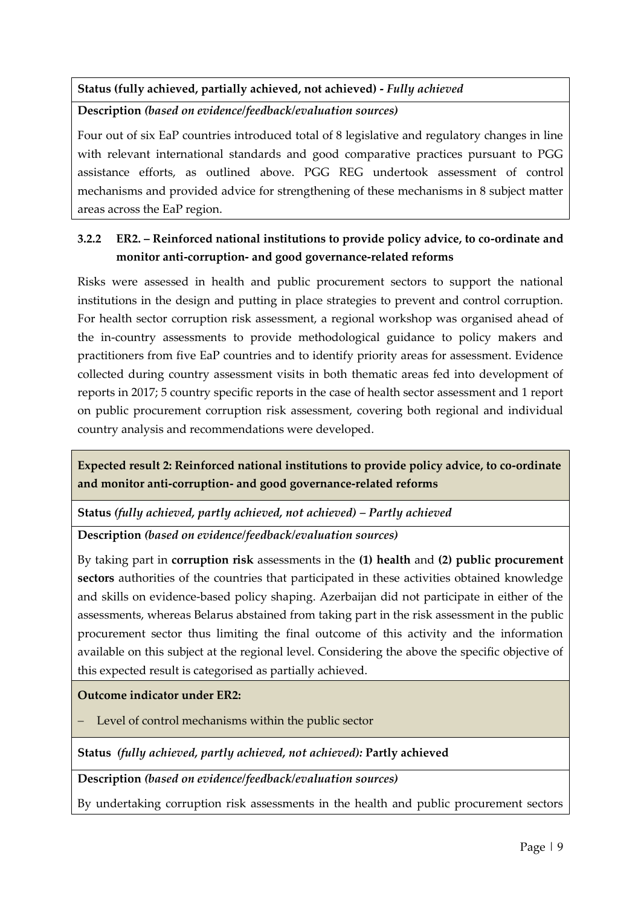**Status (fully achieved, partially achieved, not achieved) -** ***Fully achieved***

**Description** ***(based on evidence/feedback/evaluation sources)***

Four out of six EaP countries introduced total of 8 legislative and regulatory changes in line with relevant international standards and good comparative practices pursuant to PGG assistance efforts, as outlined above. PGG REG undertook assessment of control mechanisms and provided advice for strengthening of these mechanisms in 8 subject matter areas across the EaP region.

### 3.2.2 ER2. – Reinforced national institutions to provide policy advice, to co-ordinate and monitor anti-corruption- and good governance-related reforms

Risks were assessed in health and public procurement sectors to support the national institutions in the design and putting in place strategies to prevent and control corruption. For health sector corruption risk assessment, a regional workshop was organised ahead of the in-country assessments to provide methodological guidance to policy makers and practitioners from five EaP countries and to identify priority areas for assessment. Evidence collected during country assessment visits in both thematic areas fed into development of reports in 2017; 5 country specific reports in the case of health sector assessment and 1 report on public procurement corruption risk assessment, covering both regional and individual country analysis and recommendations were developed.

**Expected result 2: Reinforced national institutions to provide policy advice, to co-ordinate and monitor anti-corruption- and good governance-related reforms**

**Status** ***(fully achieved, partly achieved, not achieved) – Partly achieved***

**Description** ***(based on evidence/feedback/evaluation sources)***

By taking part in **corruption risk** assessments in the **(1) health** and **(2) public procurement sectors** authorities of the countries that participated in these activities obtained knowledge and skills on evidence-based policy shaping. Azerbaijan did not participate in either of the assessments, whereas Belarus abstained from taking part in the risk assessment in the public procurement sector thus limiting the final outcome of this activity and the information available on this subject at the regional level. Considering the above the specific objective of this expected result is categorised as partially achieved.

**Outcome indicator under ER2:**

- Level of control mechanisms within the public sector

**Status** ***(fully achieved, partly achieved, not achieved):*** **Partly achieved**

**Description** ***(based on evidence/feedback/evaluation sources)***

By undertaking corruption risk assessments in the health and public procurement sectors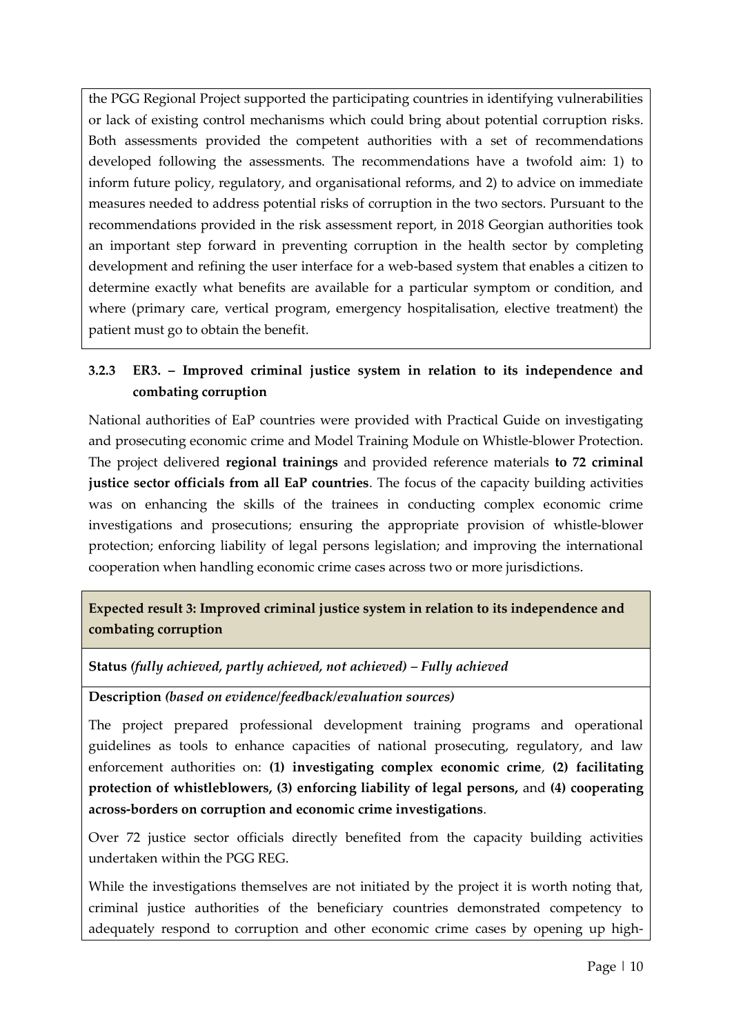the PGG Regional Project supported the participating countries in identifying vulnerabilities or lack of existing control mechanisms which could bring about potential corruption risks. Both assessments provided the competent authorities with a set of recommendations developed following the assessments. The recommendations have a twofold aim: 1) to inform future policy, regulatory, and organisational reforms, and 2) to advice on immediate measures needed to address potential risks of corruption in the two sectors. Pursuant to the recommendations provided in the risk assessment report, in 2018 Georgian authorities took an important step forward in preventing corruption in the health sector by completing development and refining the user interface for a web-based system that enables a citizen to determine exactly what benefits are available for a particular symptom or condition, and where (primary care, vertical program, emergency hospitalisation, elective treatment) the patient must go to obtain the benefit.

### 3.2.3 ER3. – Improved criminal justice system in relation to its independence and combating corruption

National authorities of EaP countries were provided with Practical Guide on investigating and prosecuting economic crime and Model Training Module on Whistle-blower Protection. The project delivered **regional trainings** and provided reference materials **to 72 criminal justice sector officials from all EaP countries**. The focus of the capacity building activities was on enhancing the skills of the trainees in conducting complex economic crime investigations and prosecutions; ensuring the appropriate provision of whistle-blower protection; enforcing liability of legal persons legislation; and improving the international cooperation when handling economic crime cases across two or more jurisdictions.

| **Expected result 3: Improved criminal justice system in relation to its independence and combating corruption** |
|---|
| **Status** *(fully achieved, partly achieved, not achieved) – Fully achieved* |
| **Description** *(based on evidence/feedback/evaluation sources)* |
| The project prepared professional development training programs and operational guidelines as tools to enhance capacities of national prosecuting, regulatory, and law enforcement authorities on: **(1) investigating complex economic crime**, **(2) facilitating protection of whistleblowers, (3) enforcing liability of legal persons,** and **(4) cooperating across-borders on corruption and economic crime investigations**.<br><br>Over 72 justice sector officials directly benefited from the capacity building activities undertaken within the PGG REG.<br><br>While the investigations themselves are not initiated by the project it is worth noting that, criminal justice authorities of the beneficiary countries demonstrated competency to adequately respond to corruption and other economic crime cases by opening up high- |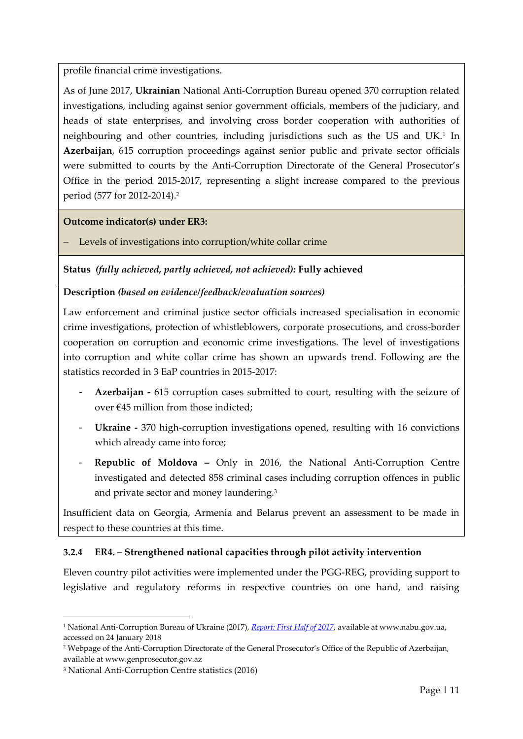profile financial crime investigations.

As of June 2017, **Ukrainian** National Anti-Corruption Bureau opened 370 corruption related investigations, including against senior government officials, members of the judiciary, and heads of state enterprises, and involving cross border cooperation with authorities of neighbouring and other countries, including jurisdictions such as the US and UK.[1] In **Azerbaijan**, 615 corruption proceedings against senior public and private sector officials were submitted to courts by the Anti-Corruption Directorate of the General Prosecutor's Office in the period 2015-2017, representing a slight increase compared to the previous period (577 for 2012-2014).[2]

**Outcome indicator(s) under ER3:**

- Levels of investigations into corruption/white collar crime

**Status** ***(fully achieved, partly achieved, not achieved):*** **Fully achieved**

**Description** ***(based on evidence/feedback/evaluation sources)***

Law enforcement and criminal justice sector officials increased specialisation in economic crime investigations, protection of whistleblowers, corporate prosecutions, and cross-border cooperation on corruption and economic crime investigations. The level of investigations into corruption and white collar crime has shown an upwards trend. Following are the statistics recorded in 3 EaP countries in 2015-2017:

- **Azerbaijan -** 615 corruption cases submitted to court, resulting with the seizure of over €45 million from those indicted;
- **Ukraine -** 370 high-corruption investigations opened, resulting with 16 convictions which already came into force;
- **Republic of Moldova –** Only in 2016, the National Anti-Corruption Centre investigated and detected 858 criminal cases including corruption offences in public and private sector and money laundering.[3]

Insufficient data on Georgia, Armenia and Belarus prevent an assessment to be made in respect to these countries at this time.

### 3.2.4 ER4. – Strengthened national capacities through pilot activity intervention

Eleven country pilot activities were implemented under the PGG-REG, providing support to legislative and regulatory reforms in respective countries on one hand, and raising

---

[1] National Anti-Corruption Bureau of Ukraine (2017), *Report: First Half of 2017*, available at www.nabu.gov.ua, accessed on 24 January 2018

[2] Webpage of the Anti-Corruption Directorate of the General Prosecutor's Office of the Republic of Azerbaijan, available at www.genprosecutor.gov.az

[3] National Anti-Corruption Centre statistics (2016)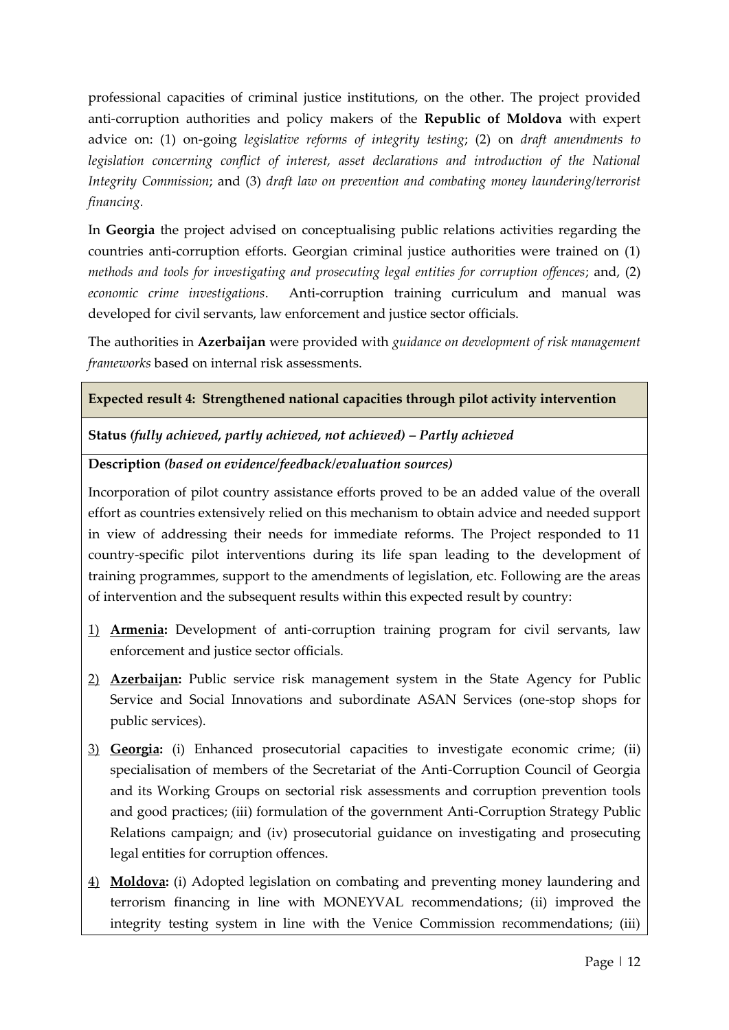professional capacities of criminal justice institutions, on the other. The project provided anti-corruption authorities and policy makers of the **Republic of Moldova** with expert advice on: (1) on-going *legislative reforms of integrity testing*; (2) on *draft amendments to legislation concerning conflict of interest, asset declarations and introduction of the National Integrity Commission*; and (3) *draft law on prevention and combating money laundering/terrorist financing*.

In **Georgia** the project advised on conceptualising public relations activities regarding the countries anti-corruption efforts. Georgian criminal justice authorities were trained on (1) *methods and tools for investigating and prosecuting legal entities for corruption offences*; and, (2) *economic crime investigations*. Anti-corruption training curriculum and manual was developed for civil servants, law enforcement and justice sector officials.

The authorities in **Azerbaijan** were provided with *guidance on development of risk management frameworks* based on internal risk assessments.

| **Expected result 4: Strengthened national capacities through pilot activity intervention** |
|---|
| **Status** *(fully achieved, partly achieved, not achieved)* – ***Partly achieved*** |
| **Description** *(based on evidence/feedback/evaluation sources)* |
| Incorporation of pilot country assistance efforts proved to be an added value of the overall effort as countries extensively relied on this mechanism to obtain advice and needed support in view of addressing their needs for immediate reforms. The Project responded to 11 country-specific pilot interventions during its life span leading to the development of training programmes, support to the amendments of legislation, etc. Following are the areas of intervention and the subsequent results within this expected result by country: <br><br> 1) **Armenia:** Development of anti-corruption training program for civil servants, law enforcement and justice sector officials. <br><br> 2) **Azerbaijan:** Public service risk management system in the State Agency for Public Service and Social Innovations and subordinate ASAN Services (one-stop shops for public services). <br><br> 3) **Georgia:** (i) Enhanced prosecutorial capacities to investigate economic crime; (ii) specialisation of members of the Secretariat of the Anti-Corruption Council of Georgia and its Working Groups on sectorial risk assessments and corruption prevention tools and good practices; (iii) formulation of the government Anti-Corruption Strategy Public Relations campaign; and (iv) prosecutorial guidance on investigating and prosecuting legal entities for corruption offences. <br><br> 4) **Moldova:** (i) Adopted legislation on combating and preventing money laundering and terrorism financing in line with MONEYVAL recommendations; (ii) improved the integrity testing system in line with the Venice Commission recommendations; (iii) |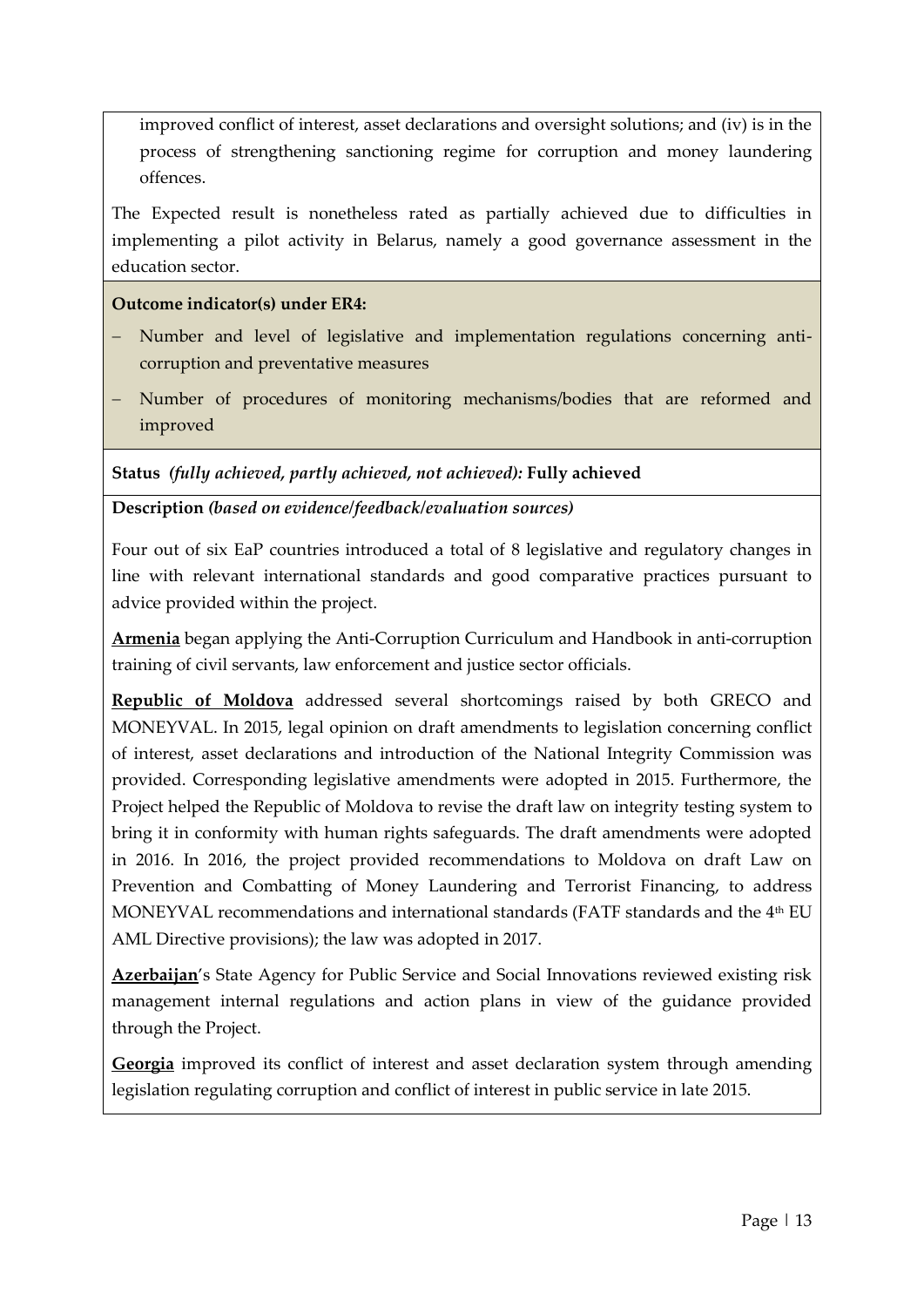improved conflict of interest, asset declarations and oversight solutions; and (iv) is in the process of strengthening sanctioning regime for corruption and money laundering offences.

The Expected result is nonetheless rated as partially achieved due to difficulties in implementing a pilot activity in Belarus, namely a good governance assessment in the education sector.

**Outcome indicator(s) under ER4:**

- Number and level of legislative and implementation regulations concerning anti-corruption and preventative measures
- Number of procedures of monitoring mechanisms/bodies that are reformed and improved

**Status** *(fully achieved, partly achieved, not achieved):* **Fully achieved**

**Description** *(based on evidence/feedback/evaluation sources)*

Four out of six EaP countries introduced a total of 8 legislative and regulatory changes in line with relevant international standards and good comparative practices pursuant to advice provided within the project.

**Armenia** began applying the Anti-Corruption Curriculum and Handbook in anti-corruption training of civil servants, law enforcement and justice sector officials.

**Republic of Moldova** addressed several shortcomings raised by both GRECO and MONEYVAL. In 2015, legal opinion on draft amendments to legislation concerning conflict of interest, asset declarations and introduction of the National Integrity Commission was provided. Corresponding legislative amendments were adopted in 2015. Furthermore, the Project helped the Republic of Moldova to revise the draft law on integrity testing system to bring it in conformity with human rights safeguards. The draft amendments were adopted in 2016. In 2016, the project provided recommendations to Moldova on draft Law on Prevention and Combatting of Money Laundering and Terrorist Financing, to address MONEYVAL recommendations and international standards (FATF standards and the 4th EU AML Directive provisions); the law was adopted in 2017.

**Azerbaijan**'s State Agency for Public Service and Social Innovations reviewed existing risk management internal regulations and action plans in view of the guidance provided through the Project.

**Georgia** improved its conflict of interest and asset declaration system through amending legislation regulating corruption and conflict of interest in public service in late 2015.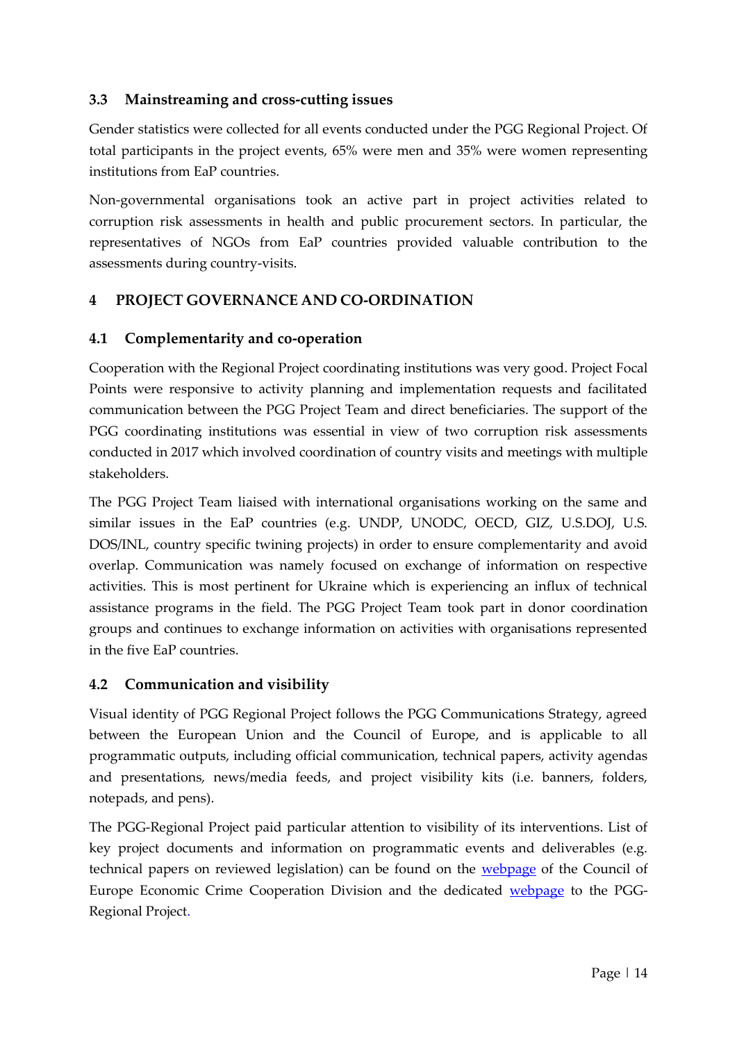### 3.3 Mainstreaming and cross-cutting issues

Gender statistics were collected for all events conducted under the PGG Regional Project. Of total participants in the project events, 65% were men and 35% were women representing institutions from EaP countries.

Non-governmental organisations took an active part in project activities related to corruption risk assessments in health and public procurement sectors. In particular, the representatives of NGOs from EaP countries provided valuable contribution to the assessments during country-visits.

## 4 PROJECT GOVERNANCE AND CO-ORDINATION

### 4.1 Complementarity and co-operation

Cooperation with the Regional Project coordinating institutions was very good. Project Focal Points were responsive to activity planning and implementation requests and facilitated communication between the PGG Project Team and direct beneficiaries. The support of the PGG coordinating institutions was essential in view of two corruption risk assessments conducted in 2017 which involved coordination of country visits and meetings with multiple stakeholders.

The PGG Project Team liaised with international organisations working on the same and similar issues in the EaP countries (e.g. UNDP, UNODC, OECD, GIZ, U.S.DOJ, U.S. DOS/INL, country specific twining projects) in order to ensure complementarity and avoid overlap. Communication was namely focused on exchange of information on respective activities. This is most pertinent for Ukraine which is experiencing an influx of technical assistance programs in the field. The PGG Project Team took part in donor coordination groups and continues to exchange information on activities with organisations represented in the five EaP countries.

### 4.2 Communication and visibility

Visual identity of PGG Regional Project follows the PGG Communications Strategy, agreed between the European Union and the Council of Europe, and is applicable to all programmatic outputs, including official communication, technical papers, activity agendas and presentations, news/media feeds, and project visibility kits (i.e. banners, folders, notepads, and pens).

The PGG-Regional Project paid particular attention to visibility of its interventions. List of key project documents and information on programmatic events and deliverables (e.g. technical papers on reviewed legislation) can be found on the webpage of the Council of Europe Economic Crime Cooperation Division and the dedicated webpage to the PGG-Regional Project.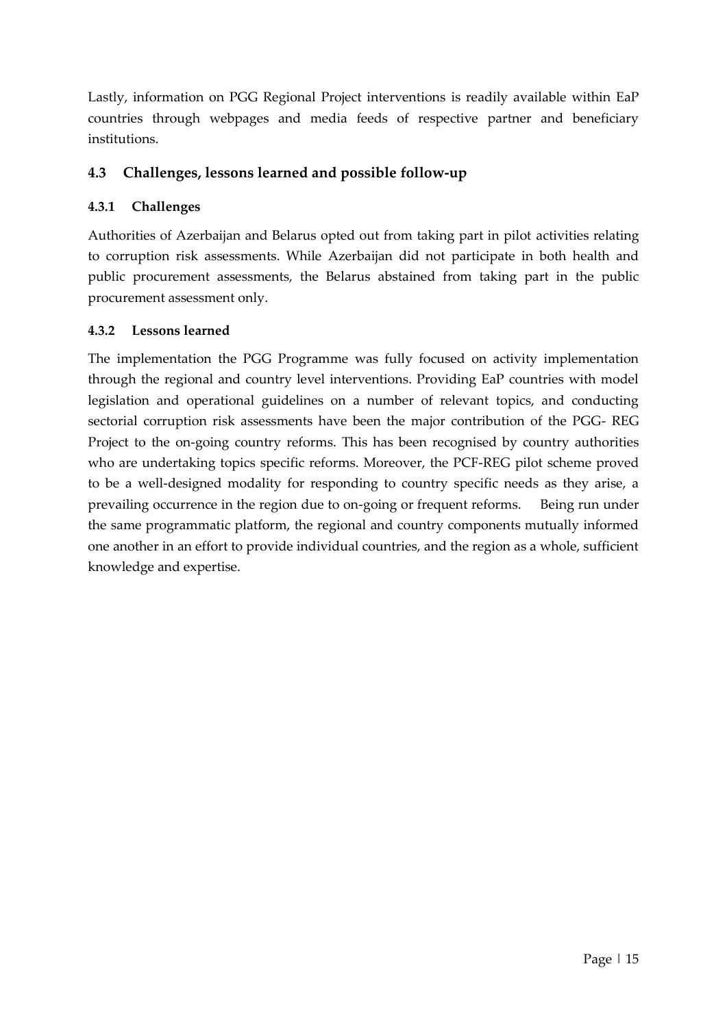Lastly, information on PGG Regional Project interventions is readily available within EaP countries through webpages and media feeds of respective partner and beneficiary institutions.

## 4.3 Challenges, lessons learned and possible follow-up

### 4.3.1 Challenges

Authorities of Azerbaijan and Belarus opted out from taking part in pilot activities relating to corruption risk assessments. While Azerbaijan did not participate in both health and public procurement assessments, the Belarus abstained from taking part in the public procurement assessment only.

### 4.3.2 Lessons learned

The implementation the PGG Programme was fully focused on activity implementation through the regional and country level interventions. Providing EaP countries with model legislation and operational guidelines on a number of relevant topics, and conducting sectorial corruption risk assessments have been the major contribution of the PGG- REG Project to the on-going country reforms. This has been recognised by country authorities who are undertaking topics specific reforms. Moreover, the PCF-REG pilot scheme proved to be a well-designed modality for responding to country specific needs as they arise, a prevailing occurrence in the region due to on-going or frequent reforms. Being run under the same programmatic platform, the regional and country components mutually informed one another in an effort to provide individual countries, and the region as a whole, sufficient knowledge and expertise.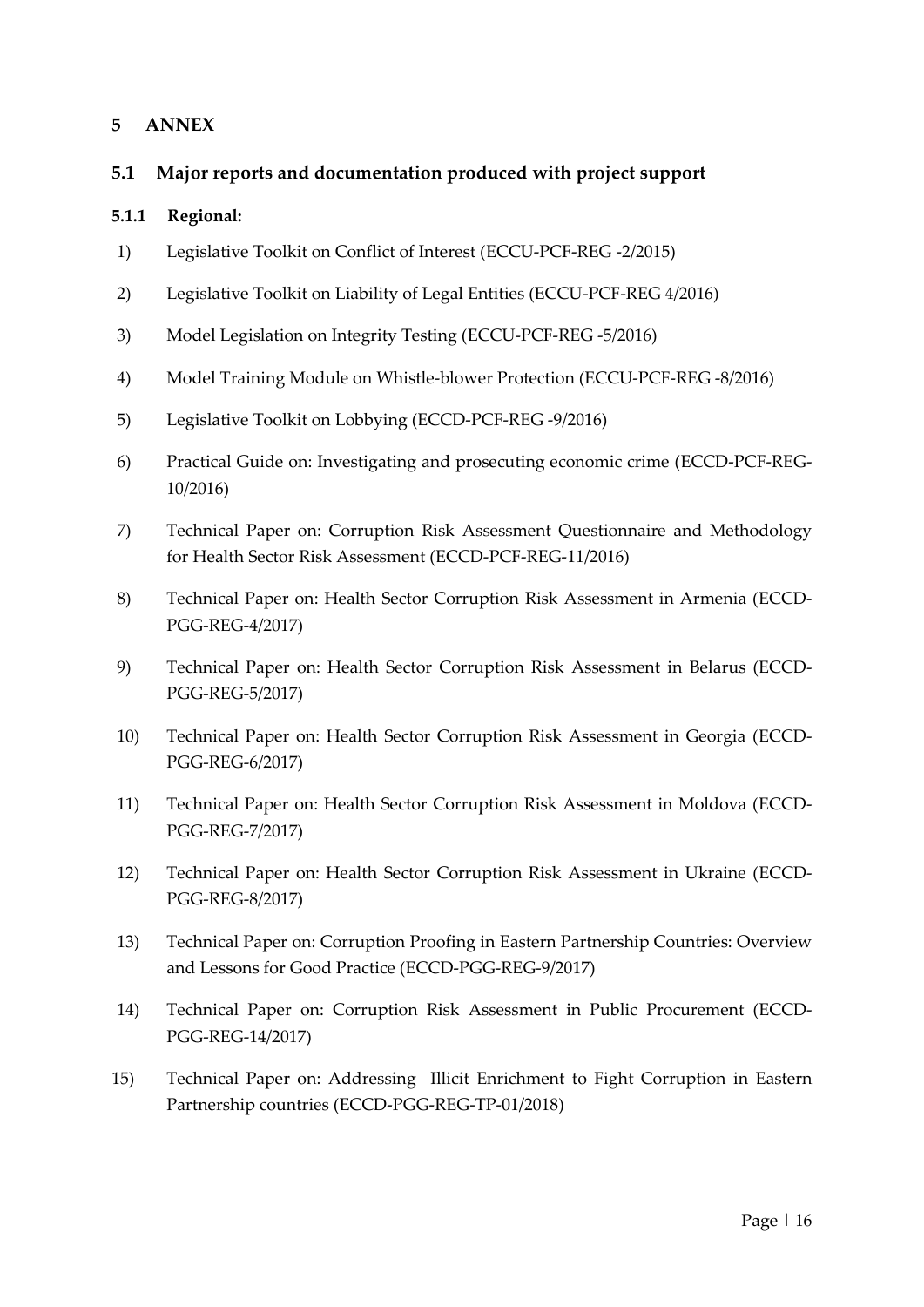# 5 ANNEX

## 5.1 Major reports and documentation produced with project support

### 5.1.1 Regional:

1) Legislative Toolkit on Conflict of Interest (ECCU-PCF-REG -2/2015)
2) Legislative Toolkit on Liability of Legal Entities (ECCU-PCF-REG 4/2016)
3) Model Legislation on Integrity Testing (ECCU-PCF-REG -5/2016)
4) Model Training Module on Whistle-blower Protection (ECCU-PCF-REG -8/2016)
5) Legislative Toolkit on Lobbying (ECCD-PCF-REG -9/2016)
6) Practical Guide on: Investigating and prosecuting economic crime (ECCD-PCF-REG-10/2016)
7) Technical Paper on: Corruption Risk Assessment Questionnaire and Methodology for Health Sector Risk Assessment (ECCD-PCF-REG-11/2016)
8) Technical Paper on: Health Sector Corruption Risk Assessment in Armenia (ECCD-PGG-REG-4/2017)
9) Technical Paper on: Health Sector Corruption Risk Assessment in Belarus (ECCD-PGG-REG-5/2017)
10) Technical Paper on: Health Sector Corruption Risk Assessment in Georgia (ECCD-PGG-REG-6/2017)
11) Technical Paper on: Health Sector Corruption Risk Assessment in Moldova (ECCD-PGG-REG-7/2017)
12) Technical Paper on: Health Sector Corruption Risk Assessment in Ukraine (ECCD-PGG-REG-8/2017)
13) Technical Paper on: Corruption Proofing in Eastern Partnership Countries: Overview and Lessons for Good Practice (ECCD-PGG-REG-9/2017)
14) Technical Paper on: Corruption Risk Assessment in Public Procurement (ECCD-PGG-REG-14/2017)
15) Technical Paper on: Addressing Illicit Enrichment to Fight Corruption in Eastern Partnership countries (ECCD-PGG-REG-TP-01/2018)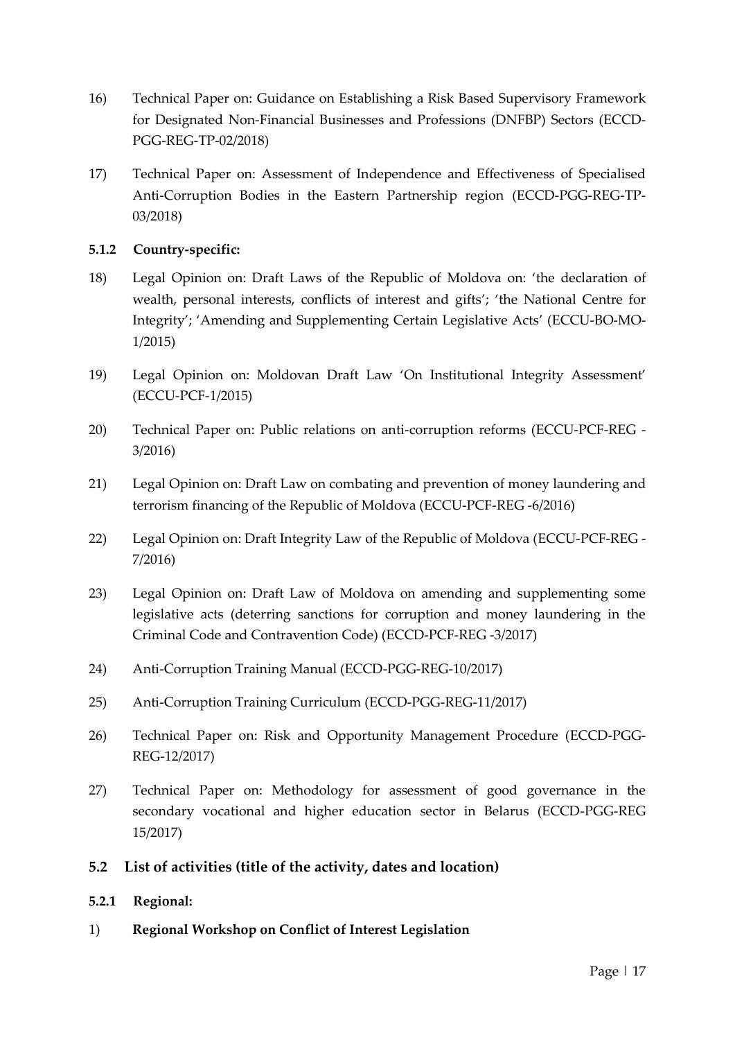16) Technical Paper on: Guidance on Establishing a Risk Based Supervisory Framework for Designated Non-Financial Businesses and Professions (DNFBP) Sectors (ECCD-PGG-REG-TP-02/2018)

17) Technical Paper on: Assessment of Independence and Effectiveness of Specialised Anti-Corruption Bodies in the Eastern Partnership region (ECCD-PGG-REG-TP-03/2018)

#### 5.1.2 Country-specific:

18) Legal Opinion on: Draft Laws of the Republic of Moldova on: 'the declaration of wealth, personal interests, conflicts of interest and gifts'; 'the National Centre for Integrity'; 'Amending and Supplementing Certain Legislative Acts' (ECCU-BO-MO-1/2015)

19) Legal Opinion on: Moldovan Draft Law 'On Institutional Integrity Assessment' (ECCU-PCF-1/2015)

20) Technical Paper on: Public relations on anti-corruption reforms (ECCU-PCF-REG - 3/2016)

21) Legal Opinion on: Draft Law on combating and prevention of money laundering and terrorism financing of the Republic of Moldova (ECCU-PCF-REG -6/2016)

22) Legal Opinion on: Draft Integrity Law of the Republic of Moldova (ECCU-PCF-REG - 7/2016)

23) Legal Opinion on: Draft Law of Moldova on amending and supplementing some legislative acts (deterring sanctions for corruption and money laundering in the Criminal Code and Contravention Code) (ECCD-PCF-REG -3/2017)

24) Anti-Corruption Training Manual (ECCD-PGG-REG-10/2017)

25) Anti-Corruption Training Curriculum (ECCD-PGG-REG-11/2017)

26) Technical Paper on: Risk and Opportunity Management Procedure (ECCD-PGG-REG-12/2017)

27) Technical Paper on: Methodology for assessment of good governance in the secondary vocational and higher education sector in Belarus (ECCD-PGG-REG 15/2017)

### 5.2 List of activities (title of the activity, dates and location)

#### 5.2.1 Regional:

1) **Regional Workshop on Conflict of Interest Legislation**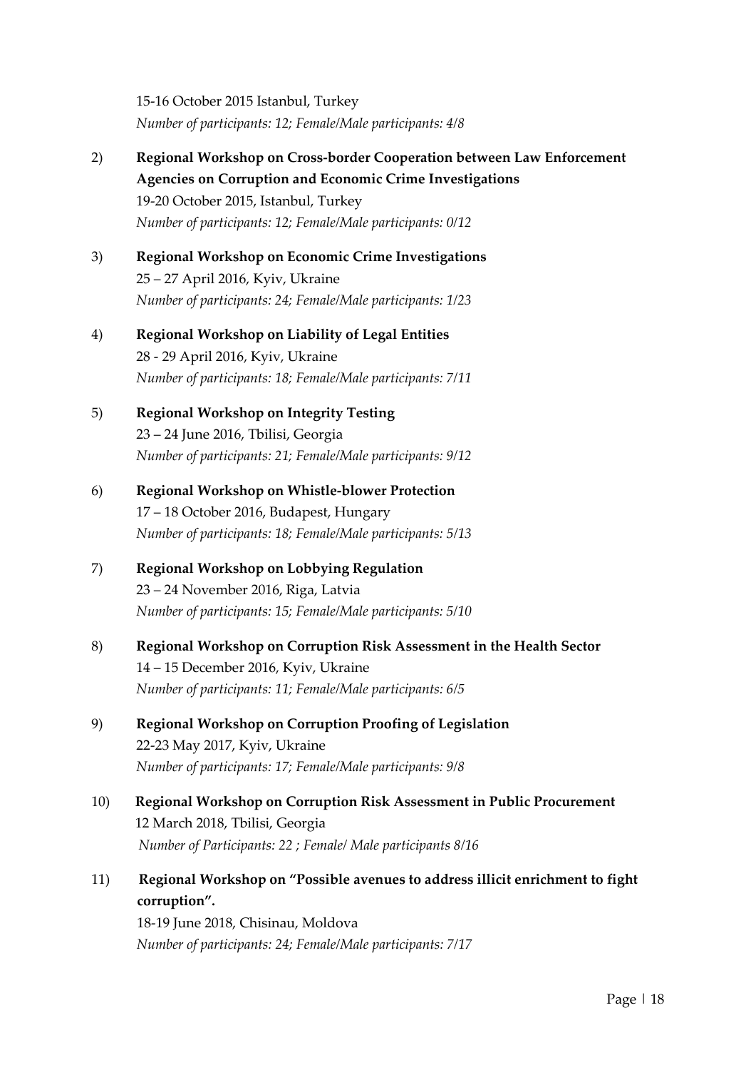15-16 October 2015 Istanbul, Turkey
*Number of participants: 12; Female/Male participants: 4/8*

2) **Regional Workshop on Cross-border Cooperation between Law Enforcement Agencies on Corruption and Economic Crime Investigations**
19-20 October 2015, Istanbul, Turkey
*Number of participants: 12; Female/Male participants: 0/12*

3) **Regional Workshop on Economic Crime Investigations**
25 – 27 April 2016, Kyiv, Ukraine
*Number of participants: 24; Female/Male participants: 1/23*

4) **Regional Workshop on Liability of Legal Entities**
28 - 29 April 2016, Kyiv, Ukraine
*Number of participants: 18; Female/Male participants: 7/11*

5) **Regional Workshop on Integrity Testing**
23 – 24 June 2016, Tbilisi, Georgia
*Number of participants: 21; Female/Male participants: 9/12*

6) **Regional Workshop on Whistle-blower Protection**
17 – 18 October 2016, Budapest, Hungary
*Number of participants: 18; Female/Male participants: 5/13*

7) **Regional Workshop on Lobbying Regulation**
23 – 24 November 2016, Riga, Latvia
*Number of participants: 15; Female/Male participants: 5/10*

8) **Regional Workshop on Corruption Risk Assessment in the Health Sector**
14 – 15 December 2016, Kyiv, Ukraine
*Number of participants: 11; Female/Male participants: 6/5*

9) **Regional Workshop on Corruption Proofing of Legislation**
22-23 May 2017, Kyiv, Ukraine
*Number of participants: 17; Female/Male participants: 9/8*

10) **Regional Workshop on Corruption Risk Assessment in Public Procurement**
12 March 2018, Tbilisi, Georgia
*Number of Participants: 22 ; Female/ Male participants 8/16*

11) **Regional Workshop on "Possible avenues to address illicit enrichment to fight corruption".**
18-19 June 2018, Chisinau, Moldova
*Number of participants: 24; Female/Male participants: 7/17*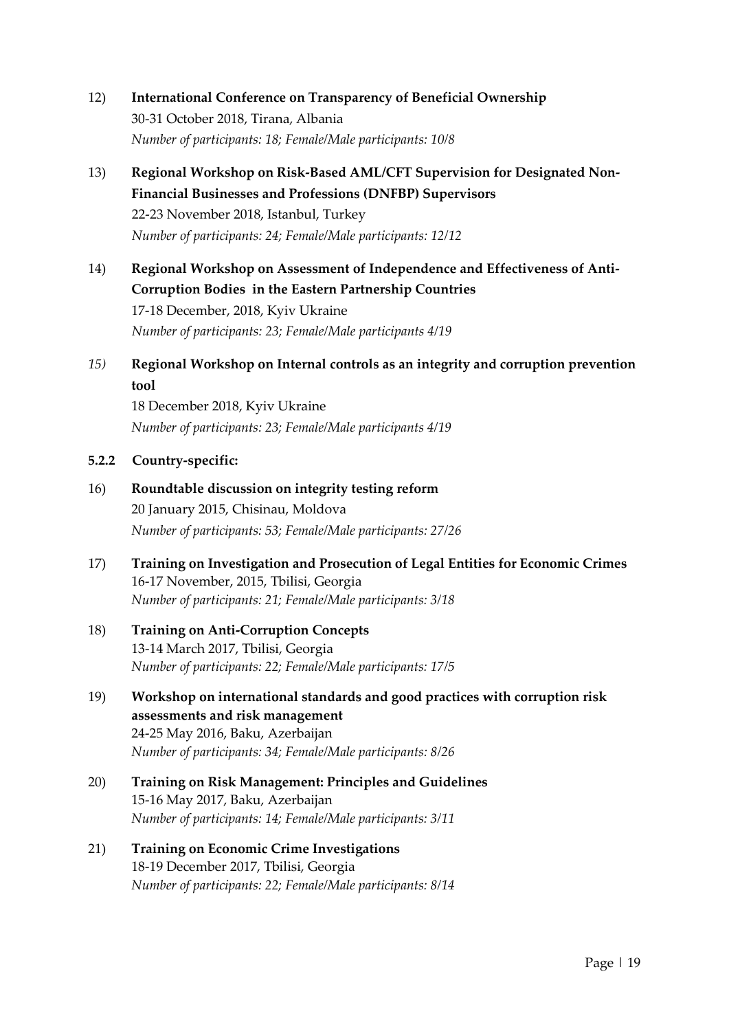12) **International Conference on Transparency of Beneficial Ownership**
    30-31 October 2018, Tirana, Albania
    *Number of participants: 18; Female/Male participants: 10/8*

13) **Regional Workshop on Risk-Based AML/CFT Supervision for Designated Non-Financial Businesses and Professions (DNFBP) Supervisors**
    22-23 November 2018, Istanbul, Turkey
    *Number of participants: 24; Female/Male participants: 12/12*

14) **Regional Workshop on Assessment of Independence and Effectiveness of Anti-Corruption Bodies in the Eastern Partnership Countries**
    17-18 December, 2018, Kyiv Ukraine
    *Number of participants: 23; Female/Male participants 4/19*

15) **Regional Workshop on Internal controls as an integrity and corruption prevention tool**
    18 December 2018, Kyiv Ukraine
    *Number of participants: 23; Female/Male participants 4/19*

#### 5.2.2 Country-specific:

16) **Roundtable discussion on integrity testing reform**
    20 January 2015, Chisinau, Moldova
    *Number of participants: 53; Female/Male participants: 27/26*

17) **Training on Investigation and Prosecution of Legal Entities for Economic Crimes**
    16-17 November, 2015, Tbilisi, Georgia
    *Number of participants: 21; Female/Male participants: 3/18*

18) **Training on Anti-Corruption Concepts**
    13-14 March 2017, Tbilisi, Georgia
    *Number of participants: 22; Female/Male participants: 17/5*

19) **Workshop on international standards and good practices with corruption risk assessments and risk management**
    24-25 May 2016, Baku, Azerbaijan
    *Number of participants: 34; Female/Male participants: 8/26*

20) **Training on Risk Management: Principles and Guidelines**
    15-16 May 2017, Baku, Azerbaijan
    *Number of participants: 14; Female/Male participants: 3/11*

21) **Training on Economic Crime Investigations**
    18-19 December 2017, Tbilisi, Georgia
    *Number of participants: 22; Female/Male participants: 8/14*